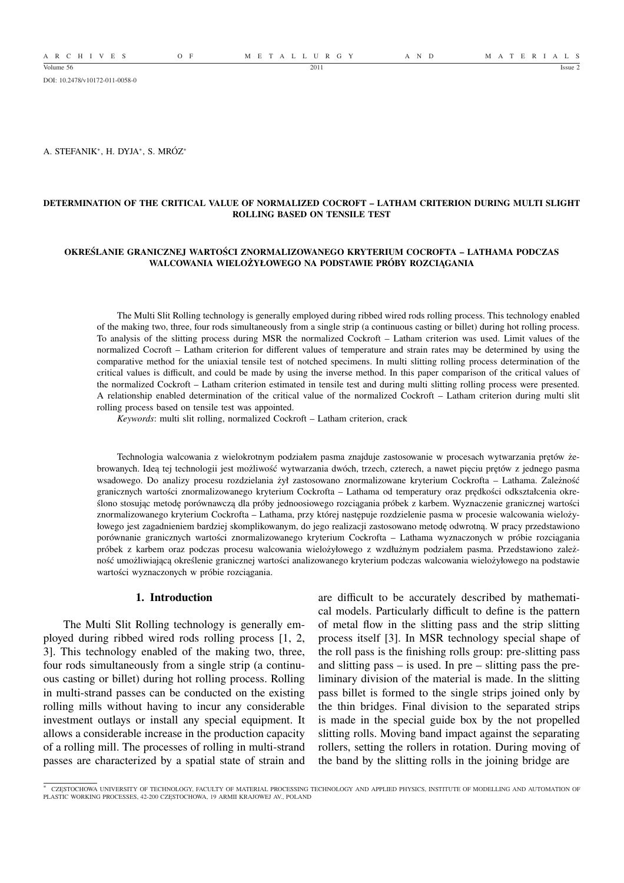DOI: 10.2478/v10172-011-0058-0

A. STEFANIK*, H. DYJA*, S. MRÓZ*

# DETERMINATION OF THE CRITICAL VALUE OF NORMALIZED COCROFT – LATHAM CRITERION DURING MULTI SLIGHT ROLLING BASED ON TENSILE TEST

## OKREŚLANIE GRANICZNEJ WARTOŚCI ZNORMALIZOWANEGO KRYTERIUM COCROFTA – LATHAMA PODCZAS WALCOWANIA WIELOŻYŁOWEGO NA PODSTAWIE PRÓBY ROZCIĄGANIA

The Multi Slit Rolling technology is generally employed during ribbed wired rods rolling process. This technology enabled of the making two, three, four rods simultaneously from a single strip (a continuous casting or billet) during hot rolling process. To analysis of the slitting process during MSR the normalized Cockroft – Latham criterion was used. Limit values of the normalized Cocroft – Latham criterion for different values of temperature and strain rates may be determined by using the comparative method for the uniaxial tensile test of notched specimens. In multi slitting rolling process determination of the critical values is difficult, and could be made by using the inverse method. In this paper comparison of the critical values of the normalized Cockroft – Latham criterion estimated in tensile test and during multi slitting rolling process were presented. A relationship enabled determination of the critical value of the normalized Cockroft – Latham criterion during multi slit rolling process based on tensile test was appointed.

*Keywords*: multi slit rolling, normalized Cockroft – Latham criterion, crack

Technologia walcowania z wielokrotnym podziałem pasma znajduje zastosowanie w procesach wytwarzania prętów żebrowanych. Ideą tej technologii jest możliwość wytwarzania dwóch, trzech, czterech, a nawet pięciu prętów z jednego pasma wsadowego. Do analizy procesu rozdzielania żył zastosowano znormalizowane kryterium Cockrofta – Lathama. Zależność granicznych wartości znormalizowanego kryterium Cockrofta – Lathama od temperatury oraz prędkości odkształcenia określono stosując metodę porównawczą dla próby jednoosiowego rozciągania próbek z karbem. Wyznaczenie granicznej wartości znormalizowanego kryterium Cockrofta – Lathama, przy której następuje rozdzielenie pasma w procesie walcowania wielożyłowego jest zagadnieniem bardziej skomplikowanym, do jego realizacji zastosowano metodę odwrotną. W pracy przedstawiono porównanie granicznych wartości znormalizowanego kryterium Cockrofta – Lathama wyznaczonych w próbie rozciągania próbek z karbem oraz podczas procesu walcowania wielożyłowego z wzdłużnym podziałem pasma. Przedstawiono zależność umożliwiającą określenie granicznej wartości analizowanego kryterium podczas walcowania wielożyłowego na podstawie wartości wyznaczonych w próbie rozciągania.

## 1. Introduction

The Multi Slit Rolling technology is generally employed during ribbed wired rods rolling process [1, 2, 3]. This technology enabled of the making two, three, four rods simultaneously from a single strip (a continuous casting or billet) during hot rolling process. Rolling in multi-strand passes can be conducted on the existing rolling mills without having to incur any considerable investment outlays or install any special equipment. It allows a considerable increase in the production capacity of a rolling mill. The processes of rolling in multi-strand passes are characterized by a spatial state of strain and are difficult to be accurately described by mathematical models. Particularly difficult to define is the pattern of metal flow in the slitting pass and the strip slitting process itself [3]. In MSR technology special shape of the roll pass is the finishing rolls group: pre-slitting pass and slitting pass – is used. In pre – slitting pass the preliminary division of the material is made. In the slitting pass billet is formed to the single strips joined only by the thin bridges. Final division to the separated strips is made in the special guide box by the not propelled slitting rolls. Moving band impact against the separating rollers, setting the rollers in rotation. During moving of the band by the slitting rolls in the joining bridge are

\* CZĘSTOCHOWA UNIVERSITY OF TECHNOLOGY, FACULTY OF MATERIAL PROCESSING TECHNOLOGY AND APPLIED PHYSICS, INSTITUTE OF MODELLING AND AUTOMATION OF PLASTIC WORKING PROCESSES, 42-200 CZĘSTOCHOWA, 19 ARMII KRAJOWEJ AV., POLAND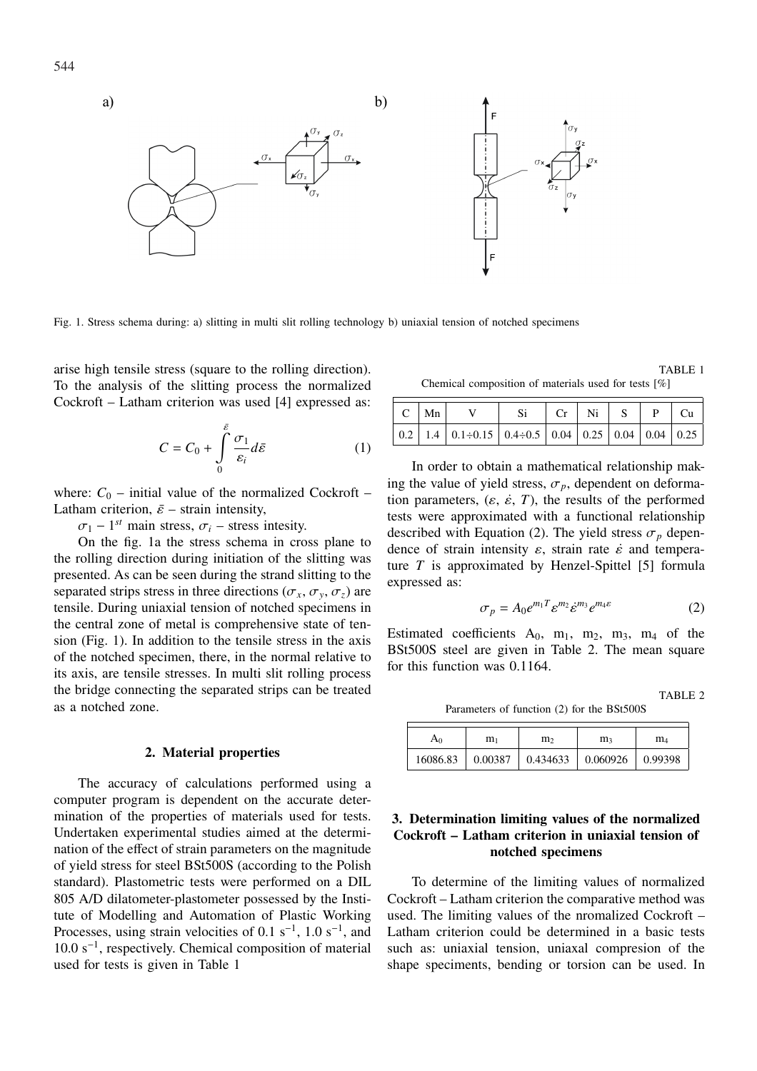Fig. 1. Stress schema during: a) slitting in multi slit rolling technology b) uniaxial tension of notched specimens

arise high tensile stress (square to the rolling direction). To the analysis of the slitting process the normalized Cockroft – Latham criterion was used [4] expressed as:

$$C = C_0 + \int_0^{\bar{\varepsilon}} \frac{\sigma_1}{\varepsilon_i} d\bar{\varepsilon} \tag{1}$$

where: $C_0$ – initial value of the normalized Cockroft – Latham criterion, $\bar{\varepsilon}$ – strain intensity,

$\sigma_1$ – $1^{st}$ main stress, $\sigma_i$ – stress intesity.

On the fig. 1a the stress schema in cross plane to the rolling direction during initiation of the slitting was presented. As can be seen during the strand slitting to the separated strips stress in three directions ($\sigma_x$, $\sigma_y$, $\sigma_z$) are tensile. During uniaxial tension of notched specimens in the central zone of metal is comprehensive state of tension (Fig. 1). In addition to the tensile stress in the axis of the notched specimen, there, in the normal relative to its axis, are tensile stresses. In multi slit rolling process the bridge connecting the separated strips can be treated as a notched zone.

## 2. Material properties

The accuracy of calculations performed using a computer program is dependent on the accurate determination of the properties of materials used for tests. Undertaken experimental studies aimed at the determination of the effect of strain parameters on the magnitude of yield stress for steel BSt500S (according to the Polish standard). Plastometric tests were performed on a DIL 805 A/D dilatometer-plastometer possessed by the Institute of Modelling and Automation of Plastic Working Processes, using strain velocities of 0.1 $s^{-1}$, 1.0 $s^{-1}$, and 10.0 $s^{-1}$, respectively. Chemical composition of material used for tests is given in Table 1

TABLE 1

Chemical composition of materials used for tests [%]

| C | Mn | V | Si | Cr | Ni | S | P | Cu |
|---|---|---|---|---|---|---|---|---|
| 0.2 | 1.4 | 0.1÷0.15 | 0.4÷0.5 | 0.04 | 0.25 | 0.04 | 0.04 | 0.25 |

In order to obtain a mathematical relationship making the value of yield stress, $\sigma_p$, dependent on deformation parameters, ($\varepsilon$, $\dot{\varepsilon}$, $T$), the results of the performed tests were approximated with a functional relationship described with Equation (2). The yield stress $\sigma_p$ dependence of strain intensity $\varepsilon$, strain rate $\dot{\varepsilon}$ and temperature $T$ is approximated by Henzel-Spittel [5] formula expressed as:

$$\sigma_p = A_0 e^{m_1 T} \varepsilon^{m_2} \dot{\varepsilon}^{m_3} e^{m_4 \varepsilon} \tag{2}$$

Estimated coefficients $A_0$, $m_1$, $m_2$, $m_3$, $m_4$ of the BSt500S steel are given in Table 2. The mean square for this function was 0.1164.

TABLE 2

Parameters of function (2) for the BSt500S

| $A_0$ | $m_1$ | $m_2$ | $m_3$ | $m_4$ |
|---|---|---|---|---|
| 16086.83 | 0.00387 | 0.434633 | 0.060926 | 0.99398 |

## 3. Determination limiting values of the normalized Cockroft – Latham criterion in uniaxial tension of notched specimens

To determine of the limiting values of normalized Cockroft – Latham criterion the comparative method was used. The limiting values of the nromalized Cockroft – Latham criterion could be determined in a basic tests such as: uniaxial tension, uniaxal compresion of the shape speciments, bending or torsion can be used. In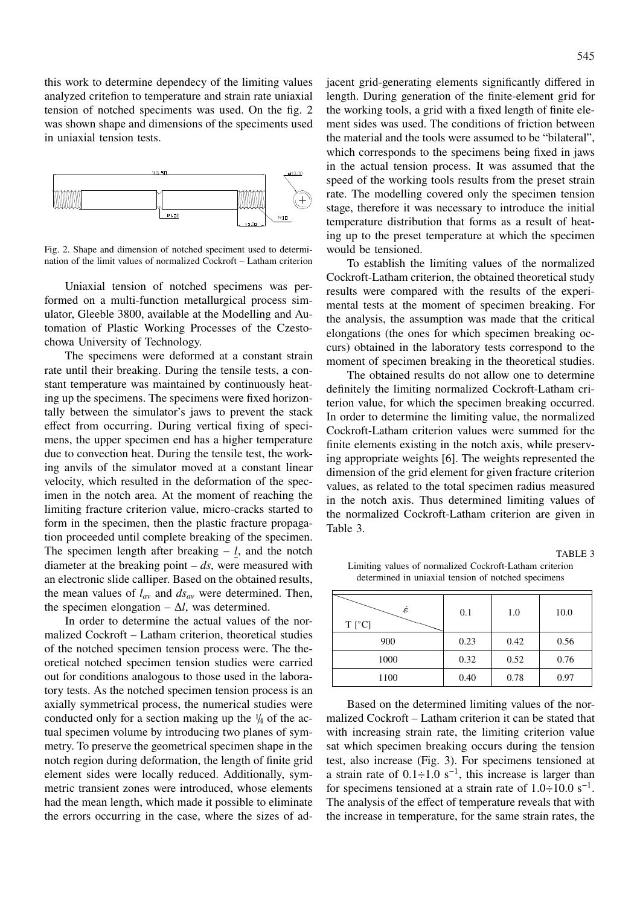this work to determine dependecy of the limiting values analyzed critefion to temperature and strain rate uniaxial tension of notched speciments was used. On the fig. 2 was shown shape and dimensions of the speciments used in uniaxial tension tests.

Fig. 2. Shape and dimension of notched speciment used to determination of the limit values of normalized Cockroft – Latham criterion

Uniaxial tension of notched specimens was performed on a multi-function metallurgical process simulator, Gleeble 3800, available at the Modelling and Automation of Plastic Working Processes of the Czestochowa University of Technology.

The specimens were deformed at a constant strain rate until their breaking. During the tensile tests, a constant temperature was maintained by continuously heating up the specimens. The specimens were fixed horizontally between the simulator's jaws to prevent the stack effect from occurring. During vertical fixing of specimens, the upper specimen end has a higher temperature due to convection heat. During the tensile test, the working anvils of the simulator moved at a constant linear velocity, which resulted in the deformation of the specimen in the notch area. At the moment of reaching the limiting fracture criterion value, micro-cracks started to form in the specimen, then the plastic fracture propagation proceeded until complete breaking of the specimen. The specimen length after breaking – $l$, and the notch diameter at the breaking point – $ds$, were measured with an electronic slide calliper. Based on the obtained results, the mean values of $l_{av}$ and $ds_{av}$ were determined. Then, the specimen elongation – $\Delta l$, was determined.

In order to determine the actual values of the normalized Cockroft – Latham criterion, theoretical studies of the notched specimen tension process were. The theoretical notched specimen tension studies were carried out for conditions analogous to those used in the laboratory tests. As the notched specimen tension process is an axially symmetrical process, the numerical studies were conducted only for a section making up the ¼ of the actual specimen volume by introducing two planes of symmetry. To preserve the geometrical specimen shape in the notch region during deformation, the length of finite grid element sides were locally reduced. Additionally, symmetric transient zones were introduced, whose elements had the mean length, which made it possible to eliminate the errors occurring in the case, where the sizes of adjacent grid-generating elements significantly differed in length. During generation of the finite-element grid for the working tools, a grid with a fixed length of finite element sides was used. The conditions of friction between the material and the tools were assumed to be "bilateral", which corresponds to the specimens being fixed in jaws in the actual tension process. It was assumed that the speed of the working tools results from the preset strain rate. The modelling covered only the specimen tension stage, therefore it was necessary to introduce the initial temperature distribution that forms as a result of heating up to the preset temperature at which the specimen would be tensioned.

To establish the limiting values of the normalized Cockroft-Latham criterion, the obtained theoretical study results were compared with the results of the experimental tests at the moment of specimen breaking. For the analysis, the assumption was made that the critical elongations (the ones for which specimen breaking occurs) obtained in the laboratory tests correspond to the moment of specimen breaking in the theoretical studies.

The obtained results do not allow one to determine definitely the limiting normalized Cockroft-Latham criterion value, for which the specimen breaking occurred. In order to determine the limiting value, the normalized Cockroft-Latham criterion values were summed for the finite elements existing in the notch axis, while preserving appropriate weights [6]. The weights represented the dimension of the grid element for given fracture criterion values, as related to the total specimen radius measured in the notch axis. Thus determined limiting values of the normalized Cockroft-Latham criterion are given in Table 3.

TABLE 3

Limiting values of normalized Cockroft-Latham criterion determined in uniaxial tension of notched specimens

| T [°C] \ $\dot{\varepsilon}$ | 0.1 | 1.0 | 10.0 |
|---|---|---|---|
| 900 | 0.23 | 0.42 | 0.56 |
| 1000 | 0.32 | 0.52 | 0.76 |
| 1100 | 0.40 | 0.78 | 0.97 |

Based on the determined limiting values of the normalized Cockroft – Latham criterion it can be stated that with increasing strain rate, the limiting criterion value sat which specimen breaking occurs during the tension test, also increase (Fig. 3). For specimens tensioned at a strain rate of $0.1 \div 1.0$ s$^{-1}$, this increase is larger than for specimens tensioned at a strain rate of $1.0 \div 10.0$ s$^{-1}$. The analysis of the effect of temperature reveals that with the increase in temperature, for the same strain rates, the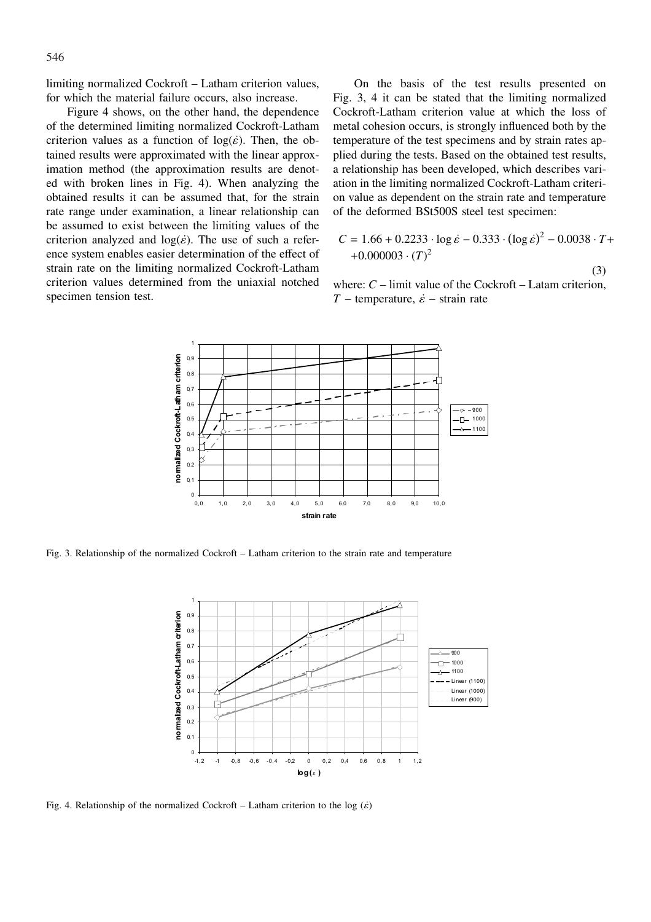limiting normalized Cockroft – Latham criterion values, for which the material failure occurs, also increase.

Figure 4 shows, on the other hand, the dependence of the determined limiting normalized Cockroft-Latham criterion values as a function of $\log(\dot{\varepsilon})$. Then, the obtained results were approximated with the linear approximation method (the approximation results are denoted with broken lines in Fig. 4). When analyzing the obtained results it can be assumed that, for the strain rate range under examination, a linear relationship can be assumed to exist between the limiting values of the criterion analyzed and $\log(\dot{\varepsilon})$. The use of such a reference system enables easier determination of the effect of strain rate on the limiting normalized Cockroft-Latham criterion values determined from the uniaxial notched specimen tension test.

On the basis of the test results presented on Fig. 3, 4 it can be stated that the limiting normalized Cockroft-Latham criterion value at which the loss of metal cohesion occurs, is strongly influenced both by the temperature of the test specimens and by strain rates applied during the tests. Based on the obtained test results, a relationship has been developed, which describes variation in the limiting normalized Cockroft-Latham criterion value as dependent on the strain rate and temperature of the deformed BSt500S steel test specimen:

$$C = 1.66 + 0.2233 \cdot \log \dot{\varepsilon} - 0.333 \cdot (\log \dot{\varepsilon})^2 - 0.0038 \cdot T + 0.000003 \cdot (T)^2 \tag{3}$$

where: $C$ – limit value of the Cockroft – Latam criterion, $T$ – temperature, $\dot{\varepsilon}$ – strain rate

Fig. 3. Relationship of the normalized Cockroft – Latham criterion to the strain rate and temperature

Fig. 4. Relationship of the normalized Cockroft – Latham criterion to the log ($\dot{\varepsilon}$)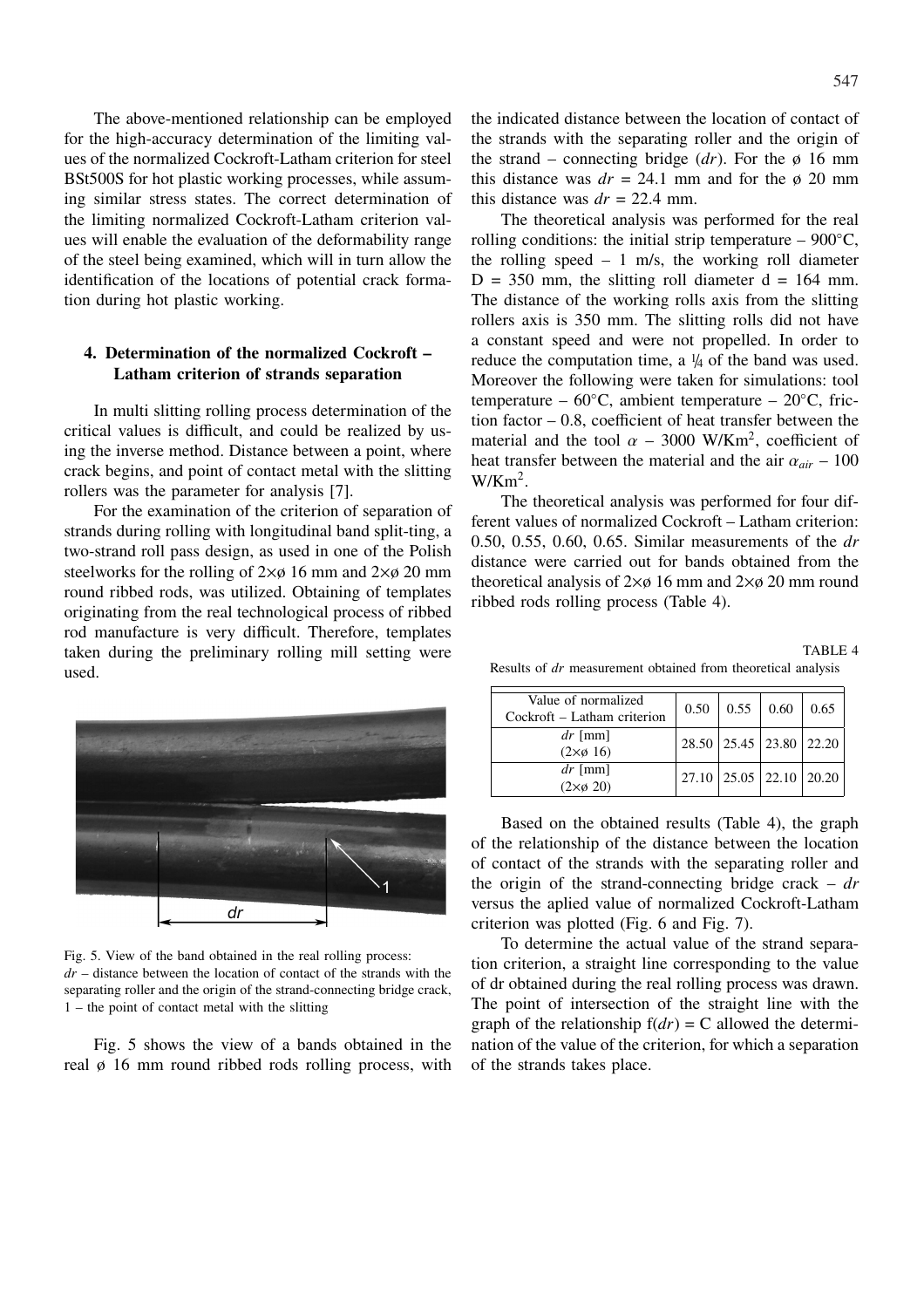The above-mentioned relationship can be employed for the high-accuracy determination of the limiting values of the normalized Cockroft-Latham criterion for steel BSt500S for hot plastic working processes, while assuming similar stress states. The correct determination of the limiting normalized Cockroft-Latham criterion values will enable the evaluation of the deformability range of the steel being examined, which will in turn allow the identification of the locations of potential crack formation during hot plastic working.

## 4. Determination of the normalized Cockroft – Latham criterion of strands separation

In multi slitting rolling process determination of the critical values is difficult, and could be realized by using the inverse method. Distance between a point, where crack begins, and point of contact metal with the slitting rollers was the parameter for analysis [7].

For the examination of the criterion of separation of strands during rolling with longitudinal band split-ting, a two-strand roll pass design, as used in one of the Polish steelworks for the rolling of 2×ø 16 mm and 2×ø 20 mm round ribbed rods, was utilized. Obtaining of templates originating from the real technological process of ribbed rod manufacture is very difficult. Therefore, templates taken during the preliminary rolling mill setting were used.

Fig. 5. View of the band obtained in the real rolling process:
*dr* – distance between the location of contact of the strands with the separating roller and the origin of the strand-connecting bridge crack, 1 – the point of contact metal with the slitting

Fig. 5 shows the view of a bands obtained in the real ø 16 mm round ribbed rods rolling process, with the indicated distance between the location of contact of the strands with the separating roller and the origin of the strand – connecting bridge (*dr*). For the ø 16 mm this distance was *dr* = 24.1 mm and for the ø 20 mm this distance was *dr* = 22.4 mm.

The theoretical analysis was performed for the real rolling conditions: the initial strip temperature – 900°C, the rolling speed – 1 m/s, the working roll diameter D = 350 mm, the slitting roll diameter d = 164 mm. The distance of the working rolls axis from the slitting rollers axis is 350 mm. The slitting rolls did not have a constant speed and were not propelled. In order to reduce the computation time, a ¼ of the band was used. Moreover the following were taken for simulations: tool temperature – 60°C, ambient temperature – 20°C, friction factor – 0.8, coefficient of heat transfer between the material and the tool $\alpha$ – 3000 W/Km$^2$, coefficient of heat transfer between the material and the air $\alpha_{air}$ – 100 W/Km$^2$.

The theoretical analysis was performed for four different values of normalized Cockroft – Latham criterion: 0.50, 0.55, 0.60, 0.65. Similar measurements of the *dr* distance were carried out for bands obtained from the theoretical analysis of 2×ø 16 mm and 2×ø 20 mm round ribbed rods rolling process (Table 4).

TABLE 4
Results of *dr* measurement obtained from theoretical analysis

| Value of normalized Cockroft – Latham criterion | 0.50 | 0.55 | 0.60 | 0.65 |
|---|---|---|---|---|
| *dr* [mm] (2×ø 16) | 28.50 | 25.45 | 23.80 | 22.20 |
| *dr* [mm] (2×ø 20) | 27.10 | 25.05 | 22.10 | 20.20 |

Based on the obtained results (Table 4), the graph of the relationship of the distance between the location of contact of the strands with the separating roller and the origin of the strand-connecting bridge crack – *dr* versus the aplied value of normalized Cockroft-Latham criterion was plotted (Fig. 6 and Fig. 7).

To determine the actual value of the strand separation criterion, a straight line corresponding to the value of dr obtained during the real rolling process was drawn. The point of intersection of the straight line with the graph of the relationship f(*dr*) = C allowed the determination of the value of the criterion, for which a separation of the strands takes place.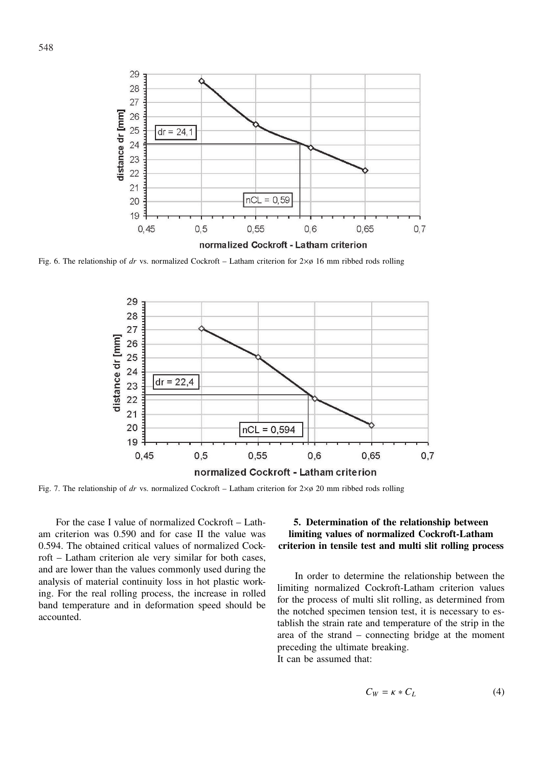Fig. 6. The relationship of *dr* vs. normalized Cockroft – Latham criterion for 2×ø 16 mm ribbed rods rolling

Fig. 7. The relationship of *dr* vs. normalized Cockroft – Latham criterion for 2×ø 20 mm ribbed rods rolling

For the case I value of normalized Cockroft – Latham criterion was 0.590 and for case II the value was 0.594. The obtained critical values of normalized Cockroft – Latham criterion ale very similar for both cases, and are lower than the values commonly used during the analysis of material continuity loss in hot plastic working. For the real rolling process, the increase in rolled band temperature and in deformation speed should be accounted.

## 5. Determination of the relationship between limiting values of normalized Cockroft-Latham criterion in tensile test and multi slit rolling process

In order to determine the relationship between the limiting normalized Cockroft-Latham criterion values for the process of multi slit rolling, as determined from the notched specimen tension test, it is necessary to establish the strain rate and temperature of the strip in the area of the strand – connecting bridge at the moment preceding the ultimate breaking.
It can be assumed that:

$$C_W = \kappa * C_L \tag{4}$$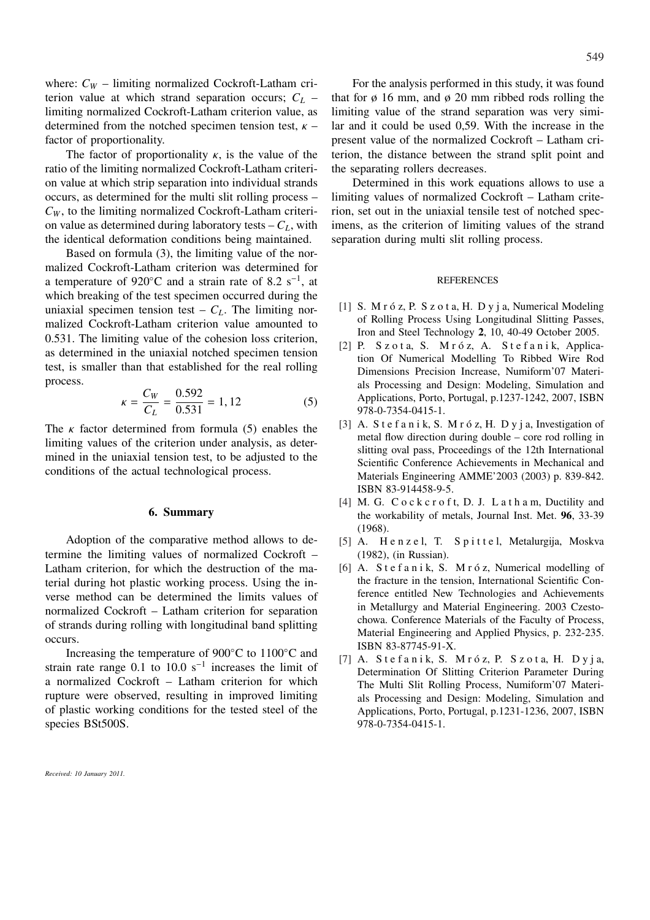where: $C_W$ – limiting normalized Cockroft-Latham criterion value at which strand separation occurs; $C_L$ – limiting normalized Cockroft-Latham criterion value, as determined from the notched specimen tension test, $\kappa$ – factor of proportionality.

The factor of proportionality $\kappa$, is the value of the ratio of the limiting normalized Cockroft-Latham criterion value at which strip separation into individual strands occurs, as determined for the multi slit rolling process – $C_W$, to the limiting normalized Cockroft-Latham criterion value as determined during laboratory tests – $C_L$, with the identical deformation conditions being maintained.

Based on formula (3), the limiting value of the normalized Cockroft-Latham criterion was determined for a temperature of 920°C and a strain rate of 8.2 $s^{-1}$, at which breaking of the test specimen occurred during the uniaxial specimen tension test – $C_L$. The limiting normalized Cockroft-Latham criterion value amounted to 0.531. The limiting value of the cohesion loss criterion, as determined in the uniaxial notched specimen tension test, is smaller than that established for the real rolling process.

$$\kappa = \frac{C_W}{C_L} = \frac{0.592}{0.531} = 1,12 \tag{5}$$

The $\kappa$ factor determined from formula (5) enables the limiting values of the criterion under analysis, as determined in the uniaxial tension test, to be adjusted to the conditions of the actual technological process.

## 6. Summary

Adoption of the comparative method allows to determine the limiting values of normalized Cockroft – Latham criterion, for which the destruction of the material during hot plastic working process. Using the inverse method can be determined the limits values of normalized Cockroft – Latham criterion for separation of strands during rolling with longitudinal band splitting occurs.

Increasing the temperature of 900°C to 1100°C and strain rate range 0.1 to 10.0 $s^{-1}$ increases the limit of a normalized Cockroft – Latham criterion for which rupture were observed, resulting in improved limiting of plastic working conditions for the tested steel of the species BSt500S.

For the analysis performed in this study, it was found that for ø 16 mm, and ø 20 mm ribbed rods rolling the limiting value of the strand separation was very similar and it could be used 0,59. With the increase in the present value of the normalized Cockroft – Latham criterion, the distance between the strand split point and the separating rollers decreases.

Determined in this work equations allows to use a limiting values of normalized Cockroft – Latham criterion, set out in the uniaxial tensile test of notched specimens, as the criterion of limiting values of the strand separation during multi slit rolling process.

### REFERENCES

[1] S. Mróz, P. Szota, H. Dyja, Numerical Modeling of Rolling Process Using Longitudinal Slitting Passes, Iron and Steel Technology **2**, 10, 40-49 October 2005.

[2] P. Szota, S. Mróz, A. Stefanik, Application Of Numerical Modelling To Ribbed Wire Rod Dimensions Precision Increase, Numiform'07 Materials Processing and Design: Modeling, Simulation and Applications, Porto, Portugal, p.1237-1242, 2007, ISBN 978-0-7354-0415-1.

[3] A. Stefanik, S. Mróz, H. Dyja, Investigation of metal flow direction during double – core rod rolling in slitting oval pass, Proceedings of the 12th International Scientific Conference Achievements in Mechanical and Materials Engineering AMME'2003 (2003) p. 839-842. ISBN 83-914458-9-5.

[4] M. G. Cockcroft, D. J. Latham, Ductility and the workability of metals, Journal Inst. Met. **96**, 33-39 (1968).

[5] A. Henzel, T. Spittel, Metalurgija, Moskva (1982), (in Russian).

[6] A. Stefanik, S. Mróz, Numerical modelling of the fracture in the tension, International Scientific Conference entitled New Technologies and Achievements in Metallurgy and Material Engineering. 2003 Czestochowa. Conference Materials of the Faculty of Process, Material Engineering and Applied Physics, p. 232-235. ISBN 83-87745-91-X.

[7] A. Stefanik, S. Mróz, P. Szota, H. Dyja, Determination Of Slitting Criterion Parameter During The Multi Slit Rolling Process, Numiform'07 Materials Processing and Design: Modeling, Simulation and Applications, Porto, Portugal, p.1231-1236, 2007, ISBN 978-0-7354-0415-1.

*Received: 10 January 2011.*